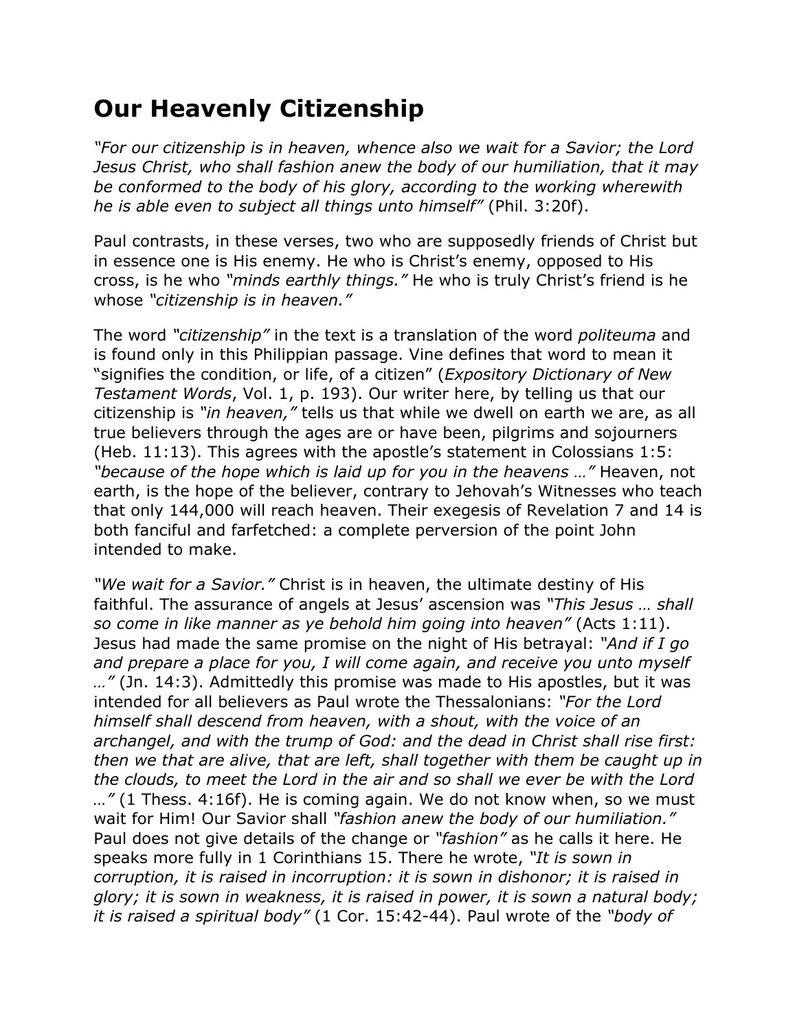# Our Heavenly Citizenship

*"For our citizenship is in heaven, whence also we wait for a Savior; the Lord Jesus Christ, who shall fashion anew the body of our humiliation, that it may be conformed to the body of his glory, according to the working wherewith he is able even to subject all things unto himself"* (Phil. 3:20f).

Paul contrasts, in these verses, two who are supposedly friends of Christ but in essence one is His enemy. He who is Christ's enemy, opposed to His cross, is he who *"minds earthly things."* He who is truly Christ's friend is he whose *"citizenship is in heaven."*

The word *"citizenship"* in the text is a translation of the word *politeuma* and is found only in this Philippian passage. Vine defines that word to mean it "signifies the condition, or life, of a citizen" (*Expository Dictionary of New Testament Words*, Vol. 1, p. 193). Our writer here, by telling us that our citizenship is *"in heaven,"* tells us that while we dwell on earth we are, as all true believers through the ages are or have been, pilgrims and sojourners (Heb. 11:13). This agrees with the apostle's statement in Colossians 1:5: *"because of the hope which is laid up for you in the heavens …"* Heaven, not earth, is the hope of the believer, contrary to Jehovah's Witnesses who teach that only 144,000 will reach heaven. Their exegesis of Revelation 7 and 14 is both fanciful and farfetched: a complete perversion of the point John intended to make.

*"We wait for a Savior."* Christ is in heaven, the ultimate destiny of His faithful. The assurance of angels at Jesus' ascension was *"This Jesus … shall so come in like manner as ye behold him going into heaven"* (Acts 1:11). Jesus had made the same promise on the night of His betrayal: *"And if I go and prepare a place for you, I will come again, and receive you unto myself …"* (Jn. 14:3). Admittedly this promise was made to His apostles, but it was intended for all believers as Paul wrote the Thessalonians: *"For the Lord himself shall descend from heaven, with a shout, with the voice of an archangel, and with the trump of God: and the dead in Christ shall rise first: then we that are alive, that are left, shall together with them be caught up in the clouds, to meet the Lord in the air and so shall we ever be with the Lord …"* (1 Thess. 4:16f). He is coming again. We do not know when, so we must wait for Him! Our Savior shall *"fashion anew the body of our humiliation."* Paul does not give details of the change or *"fashion"* as he calls it here. He speaks more fully in 1 Corinthians 15. There he wrote, *"It is sown in corruption, it is raised in incorruption: it is sown in dishonor; it is raised in glory; it is sown in weakness, it is raised in power, it is sown a natural body; it is raised a spiritual body"* (1 Cor. 15:42-44). Paul wrote of the *"body of*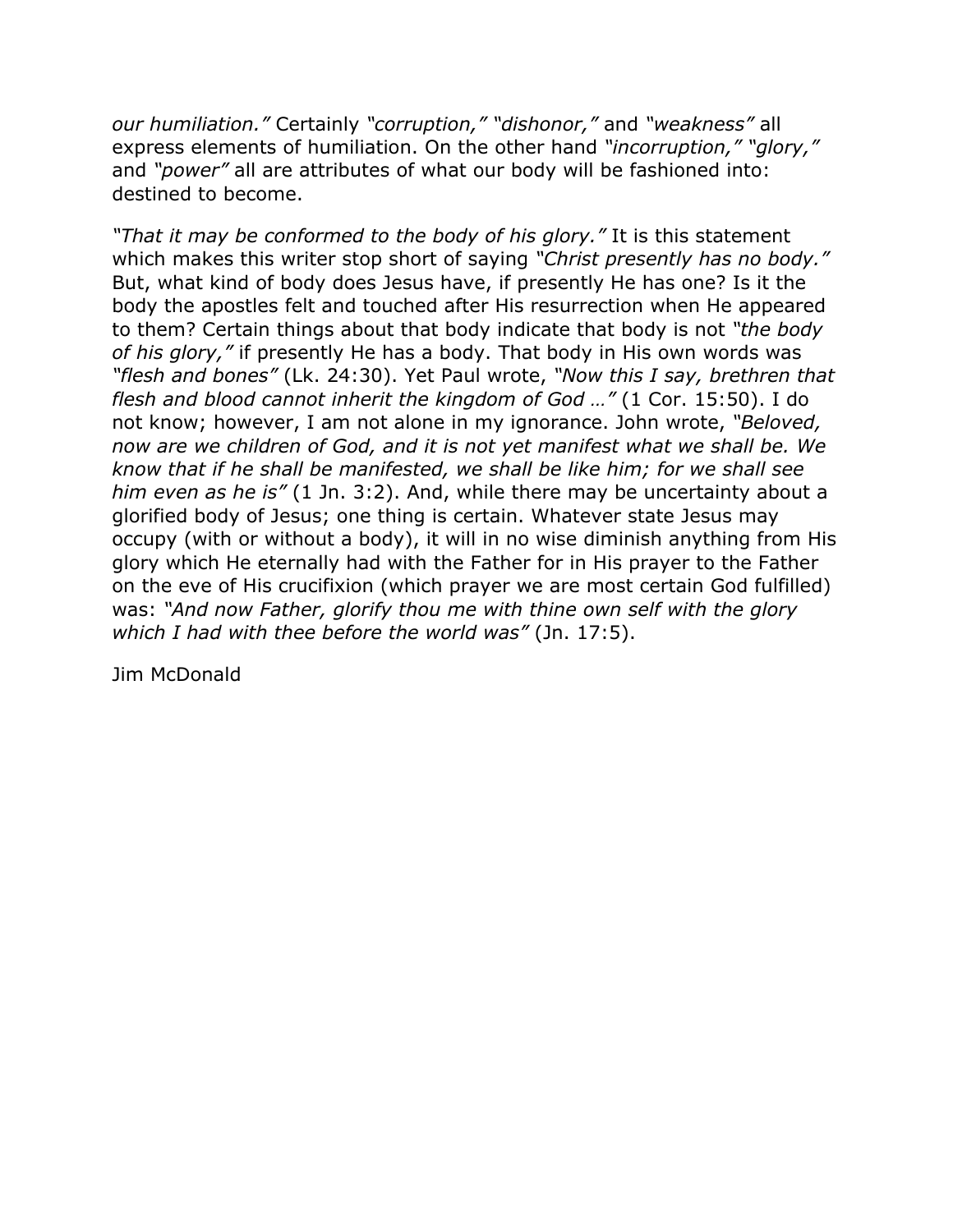*our humiliation."* Certainly *"corruption," "dishonor,"* and *"weakness"* all express elements of humiliation. On the other hand *"incorruption," "glory,"* and *"power"* all are attributes of what our body will be fashioned into: destined to become.

*"That it may be conformed to the body of his glory."* It is this statement which makes this writer stop short of saying *"Christ presently has no body."* But, what kind of body does Jesus have, if presently He has one? Is it the body the apostles felt and touched after His resurrection when He appeared to them? Certain things about that body indicate that body is not *"the body of his glory,"* if presently He has a body. That body in His own words was *"flesh and bones"* (Lk. 24:30). Yet Paul wrote, *"Now this I say, brethren that flesh and blood cannot inherit the kingdom of God …"* (1 Cor. 15:50). I do not know; however, I am not alone in my ignorance. John wrote, *"Beloved, now are we children of God, and it is not yet manifest what we shall be. We know that if he shall be manifested, we shall be like him; for we shall see him even as he is"* (1 Jn. 3:2). And, while there may be uncertainty about a glorified body of Jesus; one thing is certain. Whatever state Jesus may occupy (with or without a body), it will in no wise diminish anything from His glory which He eternally had with the Father for in His prayer to the Father on the eve of His crucifixion (which prayer we are most certain God fulfilled) was: *"And now Father, glorify thou me with thine own self with the glory which I had with thee before the world was"* (Jn. 17:5).

Jim McDonald